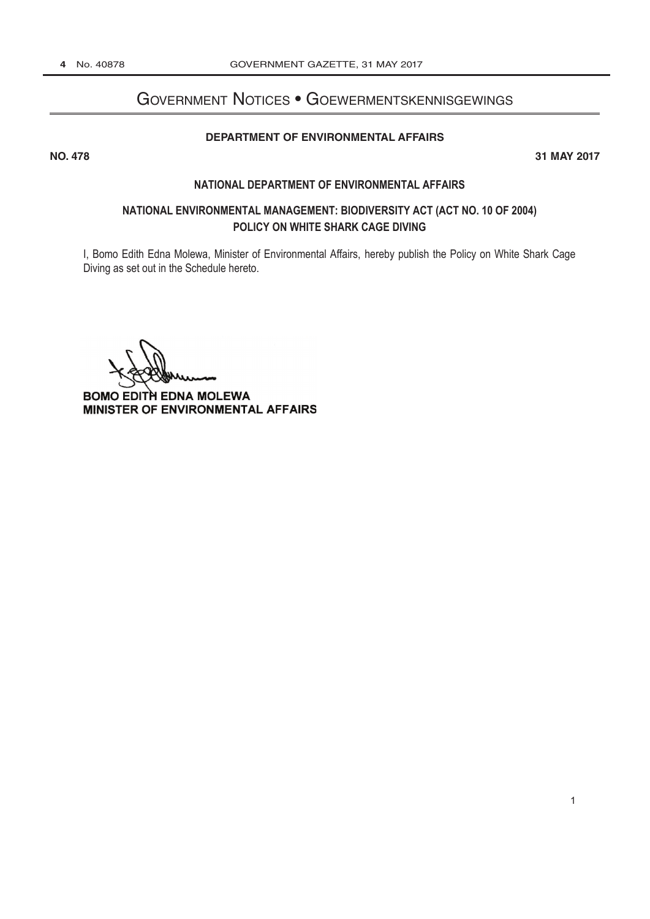# Government Notices • Goewermentskennisgewings

**DEPARTMENT OF ENVIRONMENTAL AFFAIRS**

**NO. 478** **31 MAY 2017**

**NATIONAL DEPARTMENT OF ENVIRONMENTAL AFFAIRS**

## NATIONAL ENVIRONMENTAL MANAGEMENT: BIODIVERSITY ACT (ACT NO. 10 OF 2004)
## POLICY ON WHITE SHARK CAGE DIVING

I, Bomo Edith Edna Molewa, Minister of Environmental Affairs, hereby publish the Policy on White Shark Cage Diving as set out in the Schedule hereto.

**BOMO EDITH EDNA MOLEWA**
**MINISTER OF ENVIRONMENTAL AFFAIRS**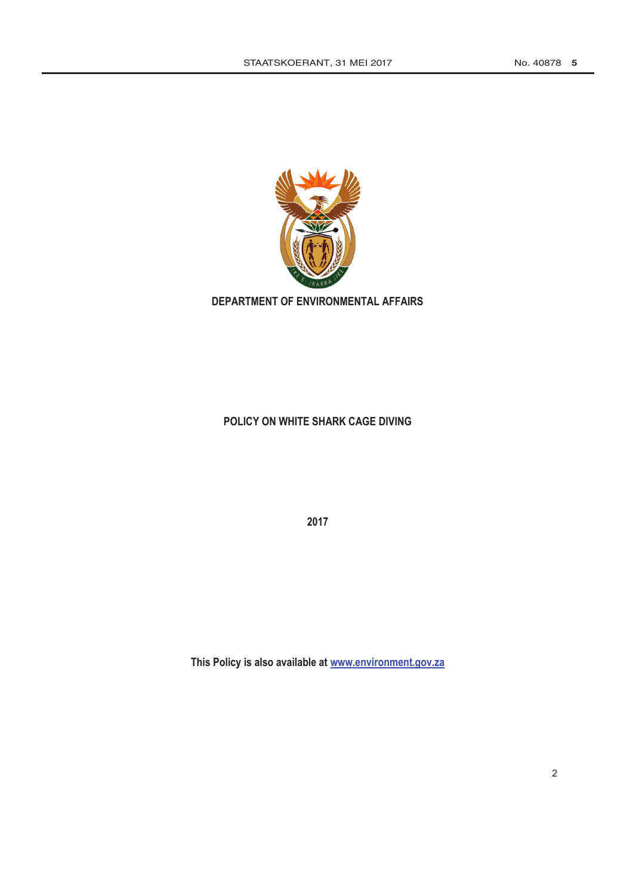**DEPARTMENT OF ENVIRONMENTAL AFFAIRS**

# POLICY ON WHITE SHARK CAGE DIVING

**2017**

**This Policy is also available at [www.environment.gov.za](http://www.environment.gov.za)**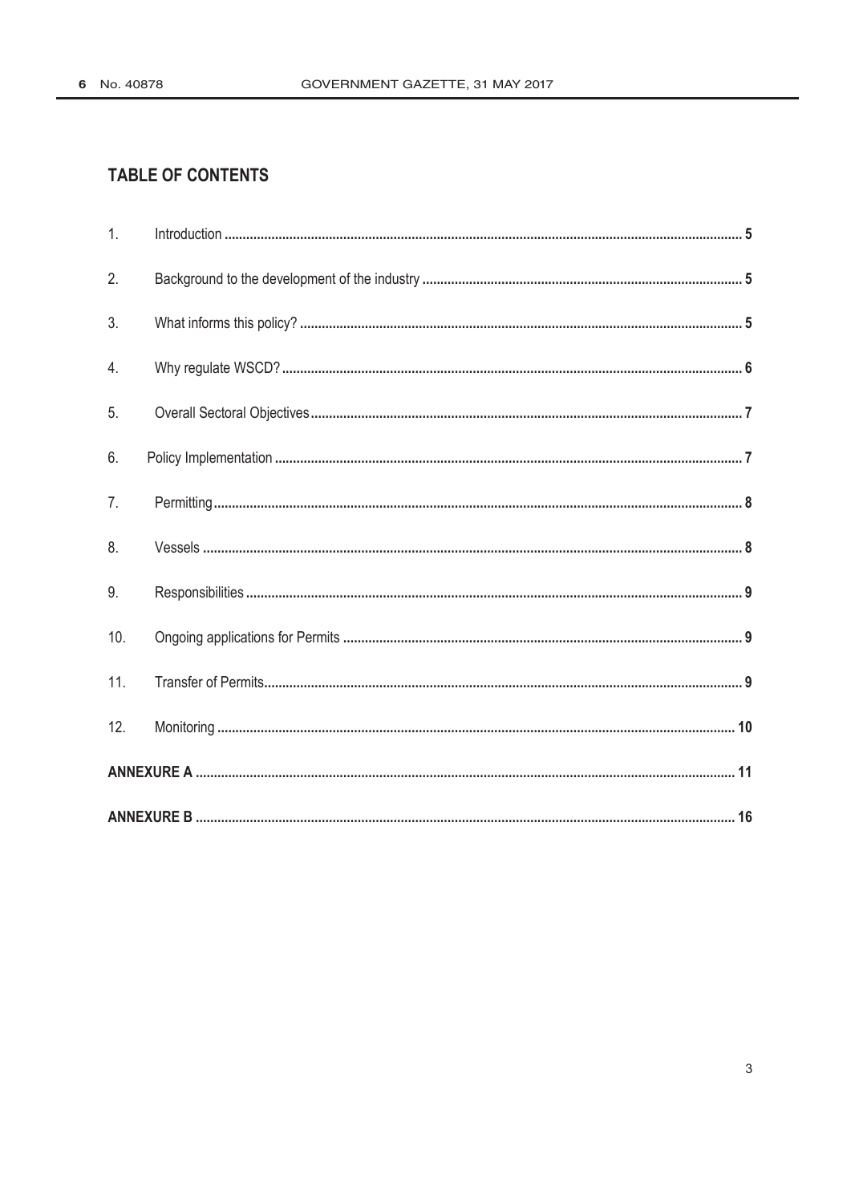## TABLE OF CONTENTS

| | | |
|---|---|---|
| 1. | Introduction | **5** |
| 2. | Background to the development of the industry | **5** |
| 3. | What informs this policy? | **5** |
| 4. | Why regulate WSCD? | **6** |
| 5. | Overall Sectoral Objectives | **7** |
| 6. | Policy Implementation | **7** |
| 7. | Permitting | **8** |
| 8. | Vessels | **8** |
| 9. | Responsibilities | **9** |
| 10. | Ongoing applications for Permits | **9** |
| 11. | Transfer of Permits | **9** |
| 12. | Monitoring | **10** |
| **ANNEXURE A** | | **11** |
| **ANNEXURE B** | | **16** |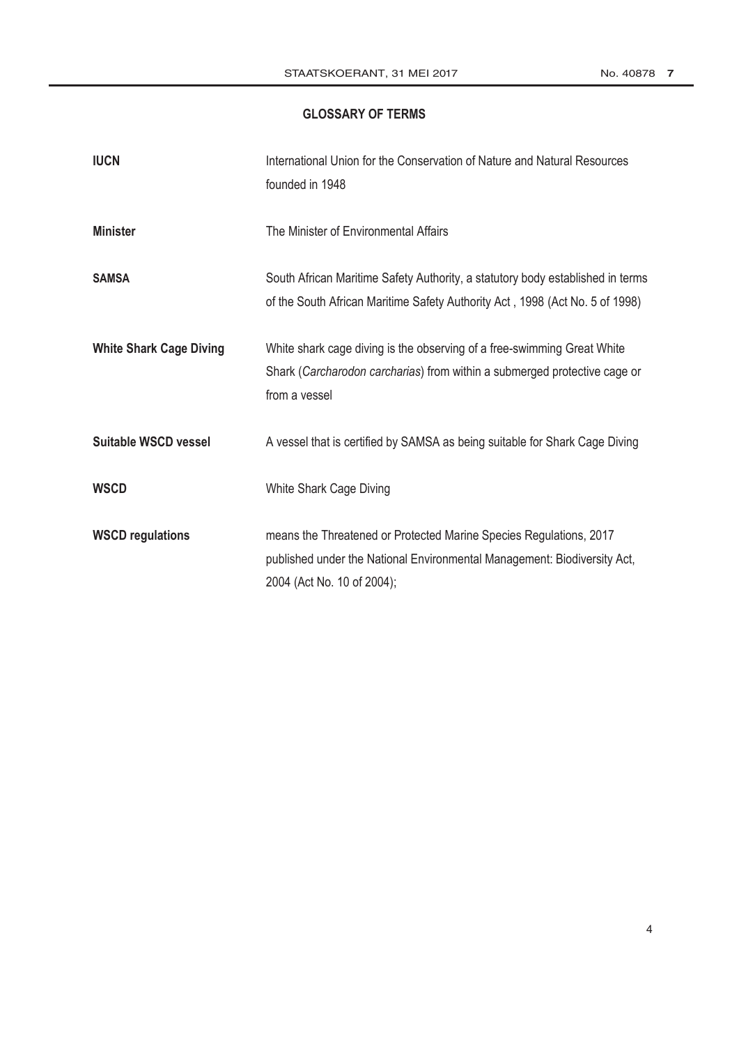## GLOSSARY OF TERMS

| | |
|---|---|
| **IUCN** | International Union for the Conservation of Nature and Natural Resources founded in 1948 |
| **Minister** | The Minister of Environmental Affairs |
| **SAMSA** | South African Maritime Safety Authority, a statutory body established in terms of the South African Maritime Safety Authority Act , 1998 (Act No. 5 of 1998) |
| **White Shark Cage Diving** | White shark cage diving is the observing of a free-swimming Great White Shark (*Carcharodon carcharias*) from within a submerged protective cage or from a vessel |
| **Suitable WSCD vessel** | A vessel that is certified by SAMSA as being suitable for Shark Cage Diving |
| **WSCD** | White Shark Cage Diving |
| **WSCD regulations** | means the Threatened or Protected Marine Species Regulations, 2017 published under the National Environmental Management: Biodiversity Act, 2004 (Act No. 10 of 2004); |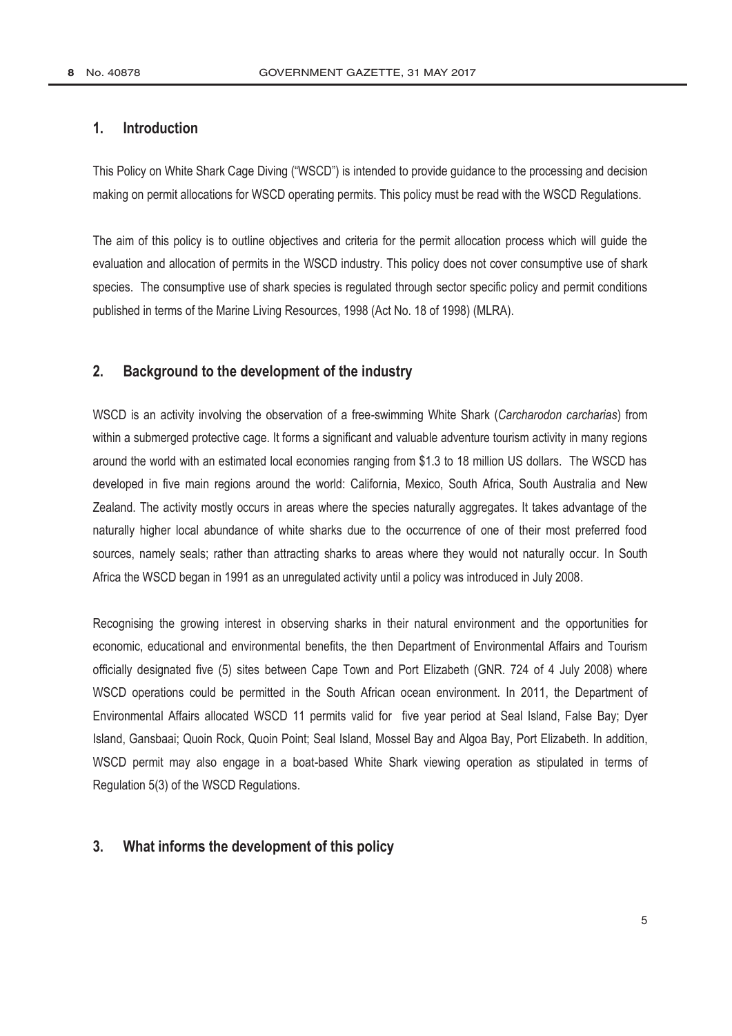## 1. Introduction

This Policy on White Shark Cage Diving ("WSCD") is intended to provide guidance to the processing and decision making on permit allocations for WSCD operating permits. This policy must be read with the WSCD Regulations.

The aim of this policy is to outline objectives and criteria for the permit allocation process which will guide the evaluation and allocation of permits in the WSCD industry. This policy does not cover consumptive use of shark species. The consumptive use of shark species is regulated through sector specific policy and permit conditions published in terms of the Marine Living Resources, 1998 (Act No. 18 of 1998) (MLRA).

## 2. Background to the development of the industry

WSCD is an activity involving the observation of a free-swimming White Shark (*Carcharodon carcharias*) from within a submerged protective cage. It forms a significant and valuable adventure tourism activity in many regions around the world with an estimated local economies ranging from \$1.3 to 18 million US dollars. The WSCD has developed in five main regions around the world: California, Mexico, South Africa, South Australia and New Zealand. The activity mostly occurs in areas where the species naturally aggregates. It takes advantage of the naturally higher local abundance of white sharks due to the occurrence of one of their most preferred food sources, namely seals; rather than attracting sharks to areas where they would not naturally occur. In South Africa the WSCD began in 1991 as an unregulated activity until a policy was introduced in July 2008.

Recognising the growing interest in observing sharks in their natural environment and the opportunities for economic, educational and environmental benefits, the then Department of Environmental Affairs and Tourism officially designated five (5) sites between Cape Town and Port Elizabeth (GNR. 724 of 4 July 2008) where WSCD operations could be permitted in the South African ocean environment. In 2011, the Department of Environmental Affairs allocated WSCD 11 permits valid for five year period at Seal Island, False Bay; Dyer Island, Gansbaai; Quoin Rock, Quoin Point; Seal Island, Mossel Bay and Algoa Bay, Port Elizabeth. In addition, WSCD permit may also engage in a boat-based White Shark viewing operation as stipulated in terms of Regulation 5(3) of the WSCD Regulations.

## 3. What informs the development of this policy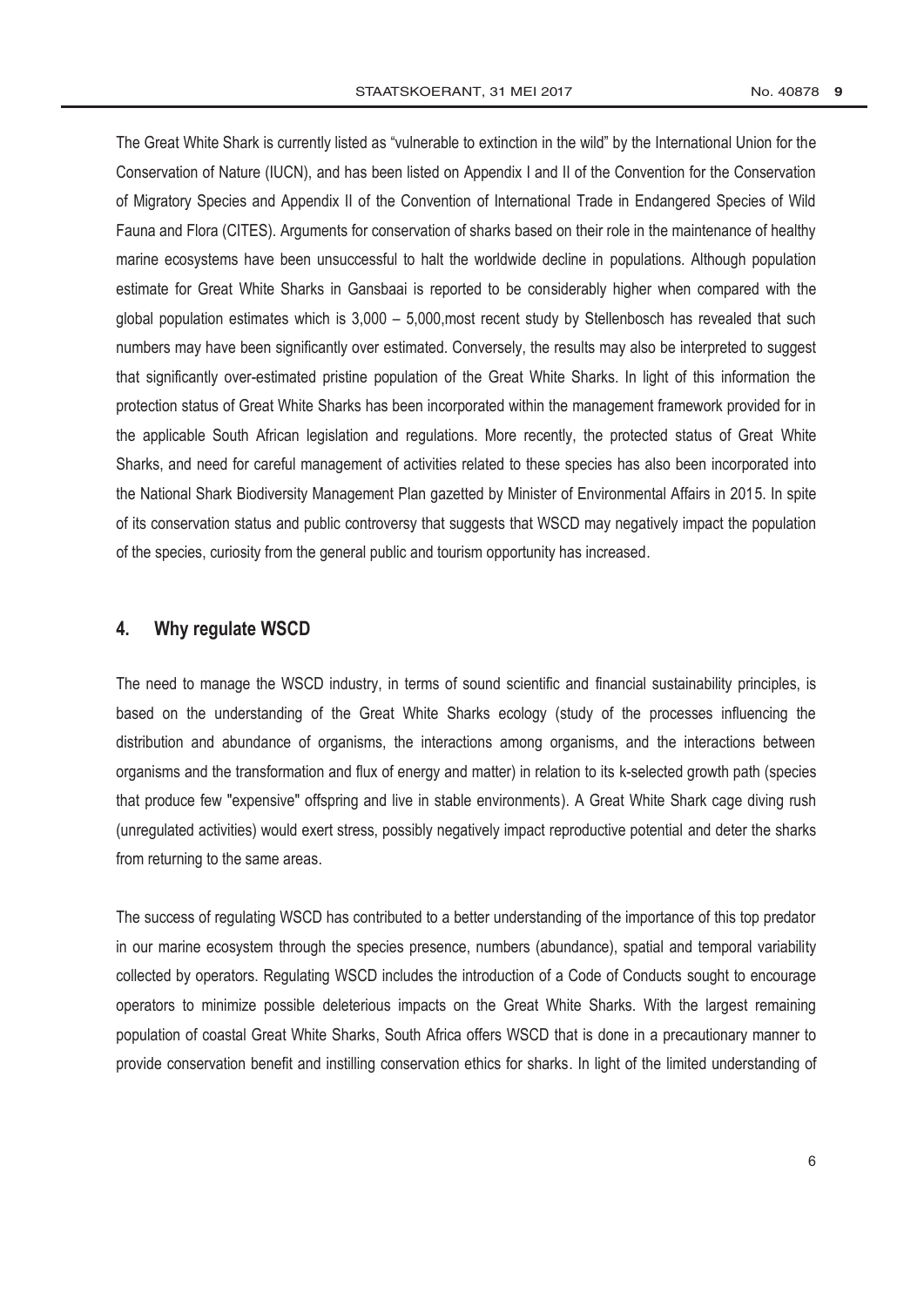The Great White Shark is currently listed as "vulnerable to extinction in the wild" by the International Union for the Conservation of Nature (IUCN), and has been listed on Appendix I and II of the Convention for the Conservation of Migratory Species and Appendix II of the Convention of International Trade in Endangered Species of Wild Fauna and Flora (CITES). Arguments for conservation of sharks based on their role in the maintenance of healthy marine ecosystems have been unsuccessful to halt the worldwide decline in populations. Although population estimate for Great White Sharks in Gansbaai is reported to be considerably higher when compared with the global population estimates which is 3,000 – 5,000,most recent study by Stellenbosch has revealed that such numbers may have been significantly over estimated. Conversely, the results may also be interpreted to suggest that significantly over-estimated pristine population of the Great White Sharks. In light of this information the protection status of Great White Sharks has been incorporated within the management framework provided for in the applicable South African legislation and regulations. More recently, the protected status of Great White Sharks, and need for careful management of activities related to these species has also been incorporated into the National Shark Biodiversity Management Plan gazetted by Minister of Environmental Affairs in 2015. In spite of its conservation status and public controversy that suggests that WSCD may negatively impact the population of the species, curiosity from the general public and tourism opportunity has increased.

## 4. Why regulate WSCD

The need to manage the WSCD industry, in terms of sound scientific and financial sustainability principles, is based on the understanding of the Great White Sharks ecology (study of the processes influencing the distribution and abundance of organisms, the interactions among organisms, and the interactions between organisms and the transformation and flux of energy and matter) in relation to its k-selected growth path (species that produce few "expensive" offspring and live in stable environments). A Great White Shark cage diving rush (unregulated activities) would exert stress, possibly negatively impact reproductive potential and deter the sharks from returning to the same areas.

The success of regulating WSCD has contributed to a better understanding of the importance of this top predator in our marine ecosystem through the species presence, numbers (abundance), spatial and temporal variability collected by operators. Regulating WSCD includes the introduction of a Code of Conducts sought to encourage operators to minimize possible deleterious impacts on the Great White Sharks. With the largest remaining population of coastal Great White Sharks, South Africa offers WSCD that is done in a precautionary manner to provide conservation benefit and instilling conservation ethics for sharks. In light of the limited understanding of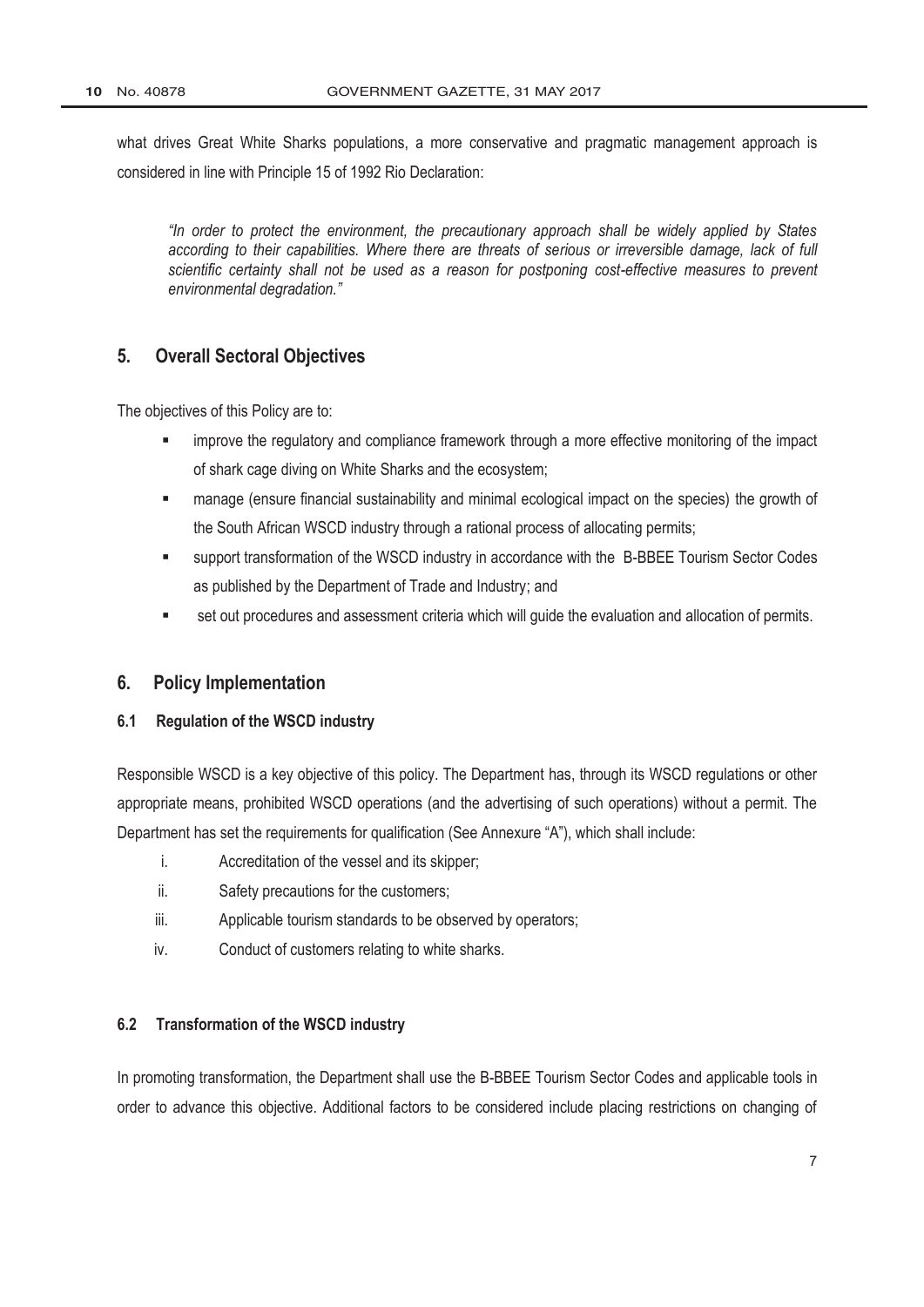what drives Great White Sharks populations, a more conservative and pragmatic management approach is considered in line with Principle 15 of 1992 Rio Declaration:

> *"In order to protect the environment, the precautionary approach shall be widely applied by States according to their capabilities. Where there are threats of serious or irreversible damage, lack of full scientific certainty shall not be used as a reason for postponing cost-effective measures to prevent environmental degradation."*

## 5. Overall Sectoral Objectives

The objectives of this Policy are to:

- improve the regulatory and compliance framework through a more effective monitoring of the impact of shark cage diving on White Sharks and the ecosystem;
- manage (ensure financial sustainability and minimal ecological impact on the species) the growth of the South African WSCD industry through a rational process of allocating permits;
- support transformation of the WSCD industry in accordance with the B-BBEE Tourism Sector Codes as published by the Department of Trade and Industry; and
- set out procedures and assessment criteria which will guide the evaluation and allocation of permits.

## 6. Policy Implementation

### 6.1 Regulation of the WSCD industry

Responsible WSCD is a key objective of this policy. The Department has, through its WSCD regulations or other appropriate means, prohibited WSCD operations (and the advertising of such operations) without a permit. The Department has set the requirements for qualification (See Annexure "A"), which shall include:

i. Accreditation of the vessel and its skipper;
ii. Safety precautions for the customers;
iii. Applicable tourism standards to be observed by operators;
iv. Conduct of customers relating to white sharks.

### 6.2 Transformation of the WSCD industry

In promoting transformation, the Department shall use the B-BBEE Tourism Sector Codes and applicable tools in order to advance this objective. Additional factors to be considered include placing restrictions on changing of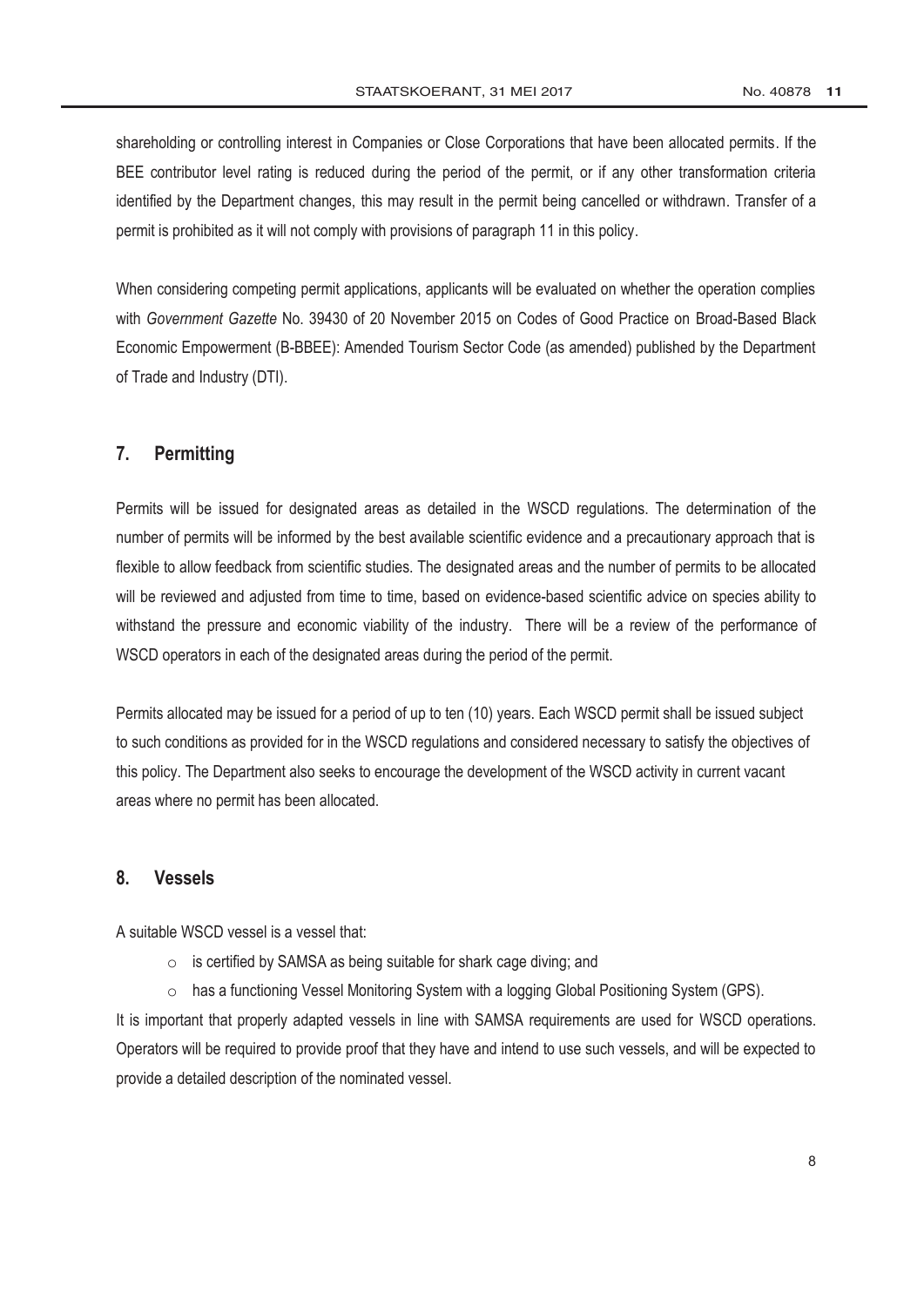shareholding or controlling interest in Companies or Close Corporations that have been allocated permits. If the BEE contributor level rating is reduced during the period of the permit, or if any other transformation criteria identified by the Department changes, this may result in the permit being cancelled or withdrawn. Transfer of a permit is prohibited as it will not comply with provisions of paragraph 11 in this policy.

When considering competing permit applications, applicants will be evaluated on whether the operation complies with *Government Gazette* No. 39430 of 20 November 2015 on Codes of Good Practice on Broad-Based Black Economic Empowerment (B-BBEE): Amended Tourism Sector Code (as amended) published by the Department of Trade and Industry (DTI).

## 7. Permitting

Permits will be issued for designated areas as detailed in the WSCD regulations. The determination of the number of permits will be informed by the best available scientific evidence and a precautionary approach that is flexible to allow feedback from scientific studies. The designated areas and the number of permits to be allocated will be reviewed and adjusted from time to time, based on evidence-based scientific advice on species ability to withstand the pressure and economic viability of the industry. There will be a review of the performance of WSCD operators in each of the designated areas during the period of the permit.

Permits allocated may be issued for a period of up to ten (10) years. Each WSCD permit shall be issued subject to such conditions as provided for in the WSCD regulations and considered necessary to satisfy the objectives of this policy. The Department also seeks to encourage the development of the WSCD activity in current vacant areas where no permit has been allocated.

## 8. Vessels

A suitable WSCD vessel is a vessel that:

- is certified by SAMSA as being suitable for shark cage diving; and
- has a functioning Vessel Monitoring System with a logging Global Positioning System (GPS).

It is important that properly adapted vessels in line with SAMSA requirements are used for WSCD operations. Operators will be required to provide proof that they have and intend to use such vessels, and will be expected to provide a detailed description of the nominated vessel.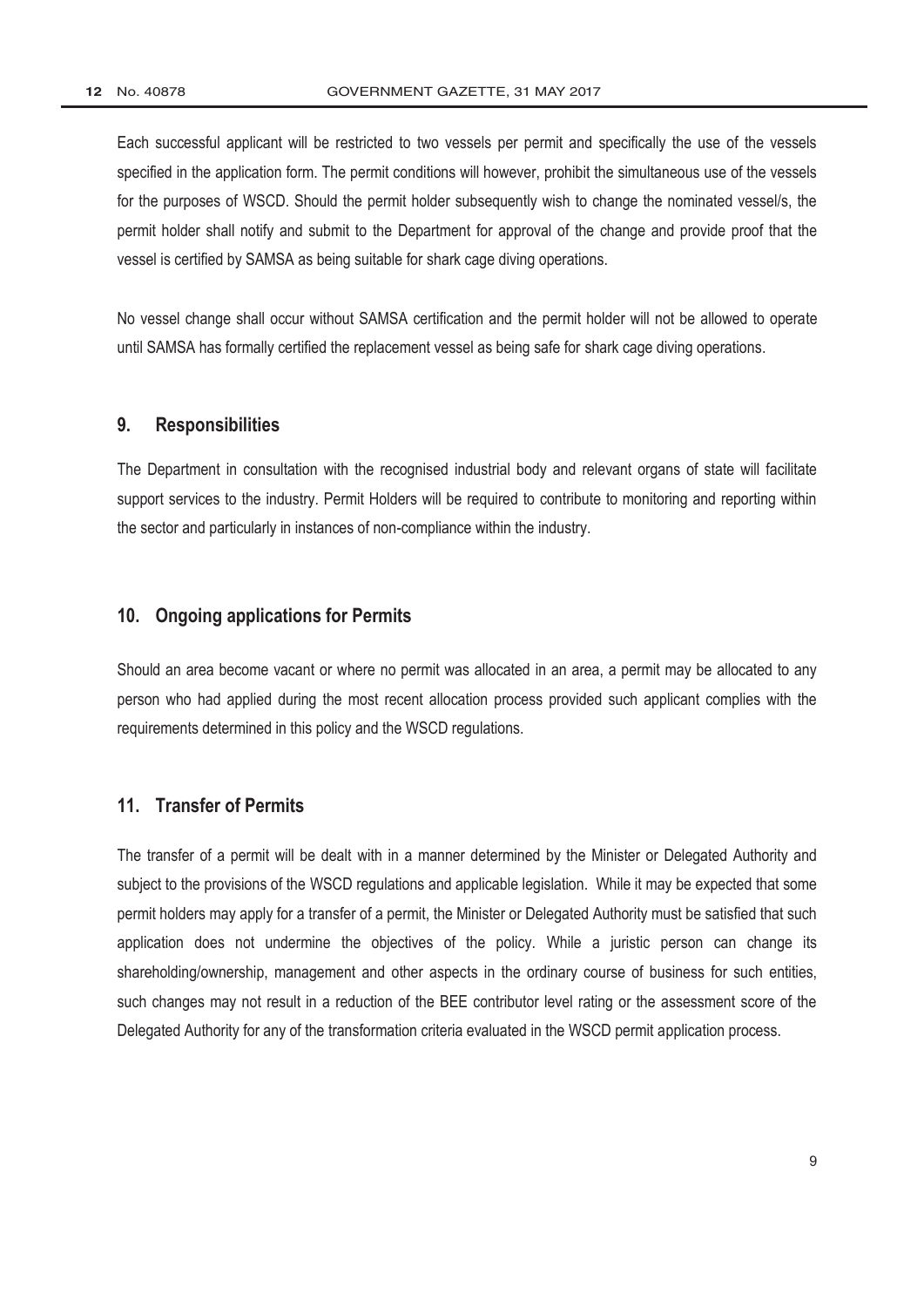Each successful applicant will be restricted to two vessels per permit and specifically the use of the vessels specified in the application form. The permit conditions will however, prohibit the simultaneous use of the vessels for the purposes of WSCD. Should the permit holder subsequently wish to change the nominated vessel/s, the permit holder shall notify and submit to the Department for approval of the change and provide proof that the vessel is certified by SAMSA as being suitable for shark cage diving operations.

No vessel change shall occur without SAMSA certification and the permit holder will not be allowed to operate until SAMSA has formally certified the replacement vessel as being safe for shark cage diving operations.

## 9. Responsibilities

The Department in consultation with the recognised industrial body and relevant organs of state will facilitate support services to the industry. Permit Holders will be required to contribute to monitoring and reporting within the sector and particularly in instances of non-compliance within the industry.

## 10. Ongoing applications for Permits

Should an area become vacant or where no permit was allocated in an area, a permit may be allocated to any person who had applied during the most recent allocation process provided such applicant complies with the requirements determined in this policy and the WSCD regulations.

## 11. Transfer of Permits

The transfer of a permit will be dealt with in a manner determined by the Minister or Delegated Authority and subject to the provisions of the WSCD regulations and applicable legislation. While it may be expected that some permit holders may apply for a transfer of a permit, the Minister or Delegated Authority must be satisfied that such application does not undermine the objectives of the policy. While a juristic person can change its shareholding/ownership, management and other aspects in the ordinary course of business for such entities, such changes may not result in a reduction of the BEE contributor level rating or the assessment score of the Delegated Authority for any of the transformation criteria evaluated in the WSCD permit application process.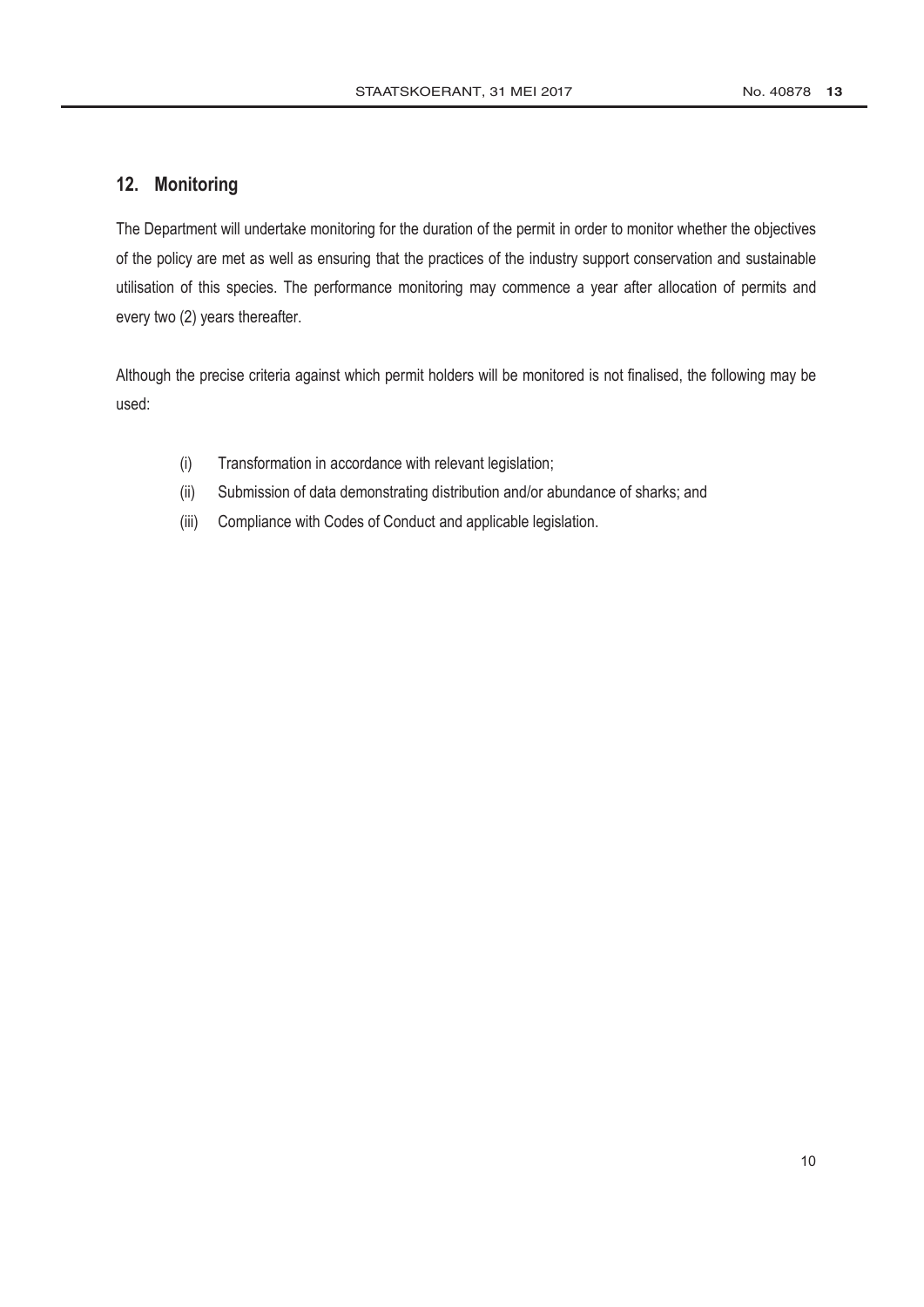## 12. Monitoring

The Department will undertake monitoring for the duration of the permit in order to monitor whether the objectives of the policy are met as well as ensuring that the practices of the industry support conservation and sustainable utilisation of this species. The performance monitoring may commence a year after allocation of permits and every two (2) years thereafter.

Although the precise criteria against which permit holders will be monitored is not finalised, the following may be used:

(i) Transformation in accordance with relevant legislation;

(ii) Submission of data demonstrating distribution and/or abundance of sharks; and

(iii) Compliance with Codes of Conduct and applicable legislation.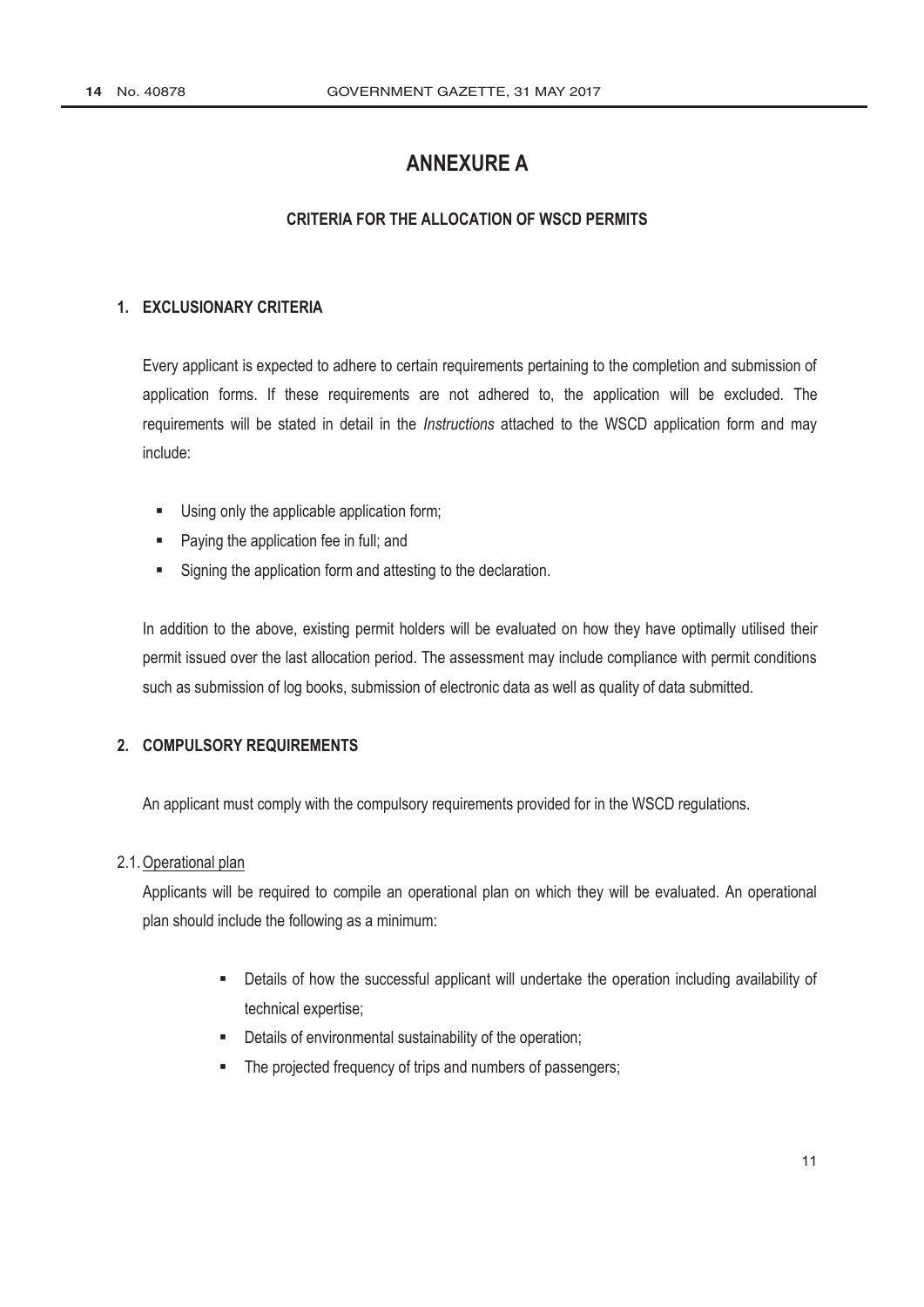# ANNEXURE A

## CRITERIA FOR THE ALLOCATION OF WSCD PERMITS

### 1. EXCLUSIONARY CRITERIA

Every applicant is expected to adhere to certain requirements pertaining to the completion and submission of application forms. If these requirements are not adhered to, the application will be excluded. The requirements will be stated in detail in the *Instructions* attached to the WSCD application form and may include:

- Using only the applicable application form;
- Paying the application fee in full; and
- Signing the application form and attesting to the declaration.

In addition to the above, existing permit holders will be evaluated on how they have optimally utilised their permit issued over the last allocation period. The assessment may include compliance with permit conditions such as submission of log books, submission of electronic data as well as quality of data submitted.

### 2. COMPULSORY REQUIREMENTS

An applicant must comply with the compulsory requirements provided for in the WSCD regulations.

2.1. Operational plan

Applicants will be required to compile an operational plan on which they will be evaluated. An operational plan should include the following as a minimum:

- Details of how the successful applicant will undertake the operation including availability of technical expertise;
- Details of environmental sustainability of the operation;
- The projected frequency of trips and numbers of passengers;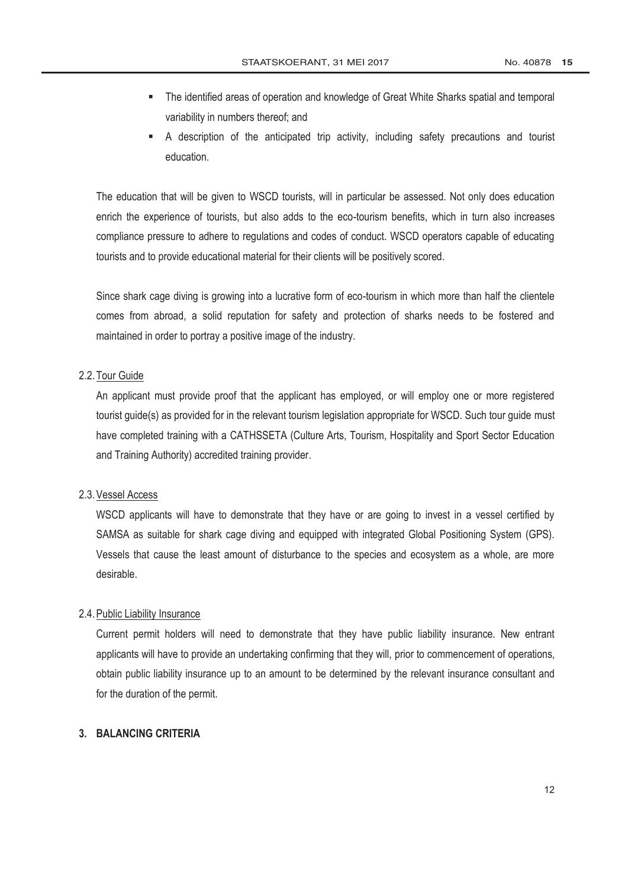- The identified areas of operation and knowledge of Great White Sharks spatial and temporal variability in numbers thereof; and
- A description of the anticipated trip activity, including safety precautions and tourist education.

The education that will be given to WSCD tourists, will in particular be assessed. Not only does education enrich the experience of tourists, but also adds to the eco-tourism benefits, which in turn also increases compliance pressure to adhere to regulations and codes of conduct. WSCD operators capable of educating tourists and to provide educational material for their clients will be positively scored.

Since shark cage diving is growing into a lucrative form of eco-tourism in which more than half the clientele comes from abroad, a solid reputation for safety and protection of sharks needs to be fostered and maintained in order to portray a positive image of the industry.

2.2. Tour Guide

An applicant must provide proof that the applicant has employed, or will employ one or more registered tourist guide(s) as provided for in the relevant tourism legislation appropriate for WSCD. Such tour guide must have completed training with a CATHSSETA (Culture Arts, Tourism, Hospitality and Sport Sector Education and Training Authority) accredited training provider.

2.3. Vessel Access

WSCD applicants will have to demonstrate that they have or are going to invest in a vessel certified by SAMSA as suitable for shark cage diving and equipped with integrated Global Positioning System (GPS). Vessels that cause the least amount of disturbance to the species and ecosystem as a whole, are more desirable.

2.4. Public Liability Insurance

Current permit holders will need to demonstrate that they have public liability insurance. New entrant applicants will have to provide an undertaking confirming that they will, prior to commencement of operations, obtain public liability insurance up to an amount to be determined by the relevant insurance consultant and for the duration of the permit.

## 3. BALANCING CRITERIA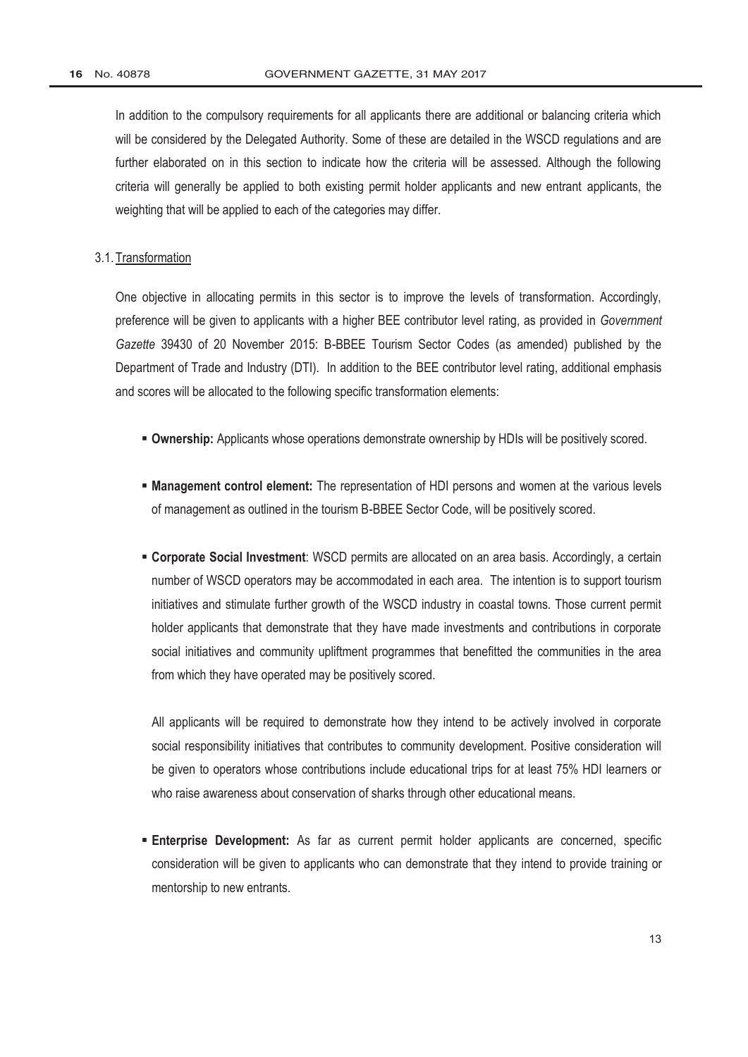In addition to the compulsory requirements for all applicants there are additional or balancing criteria which will be considered by the Delegated Authority. Some of these are detailed in the WSCD regulations and are further elaborated on in this section to indicate how the criteria will be assessed. Although the following criteria will generally be applied to both existing permit holder applicants and new entrant applicants, the weighting that will be applied to each of the categories may differ.

### 3.1. Transformation

One objective in allocating permits in this sector is to improve the levels of transformation. Accordingly, preference will be given to applicants with a higher BEE contributor level rating, as provided in *Government Gazette* 39430 of 20 November 2015: B-BBEE Tourism Sector Codes (as amended) published by the Department of Trade and Industry (DTI). In addition to the BEE contributor level rating, additional emphasis and scores will be allocated to the following specific transformation elements:

- **Ownership:** Applicants whose operations demonstrate ownership by HDIs will be positively scored.
- **Management control element:** The representation of HDI persons and women at the various levels of management as outlined in the tourism B-BBEE Sector Code, will be positively scored.
- **Corporate Social Investment**: WSCD permits are allocated on an area basis. Accordingly, a certain number of WSCD operators may be accommodated in each area. The intention is to support tourism initiatives and stimulate further growth of the WSCD industry in coastal towns. Those current permit holder applicants that demonstrate that they have made investments and contributions in corporate social initiatives and community upliftment programmes that benefitted the communities in the area from which they have operated may be positively scored.

  All applicants will be required to demonstrate how they intend to be actively involved in corporate social responsibility initiatives that contributes to community development. Positive consideration will be given to operators whose contributions include educational trips for at least 75% HDI learners or who raise awareness about conservation of sharks through other educational means.
- **Enterprise Development:** As far as current permit holder applicants are concerned, specific consideration will be given to applicants who can demonstrate that they intend to provide training or mentorship to new entrants.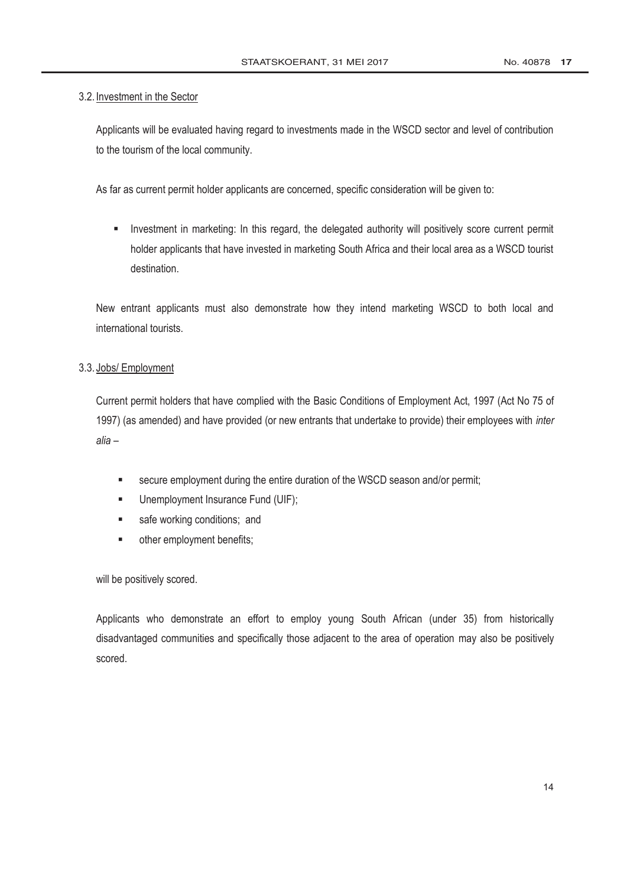### 3.2. Investment in the Sector

Applicants will be evaluated having regard to investments made in the WSCD sector and level of contribution to the tourism of the local community.

As far as current permit holder applicants are concerned, specific consideration will be given to:

- Investment in marketing: In this regard, the delegated authority will positively score current permit holder applicants that have invested in marketing South Africa and their local area as a WSCD tourist destination.

New entrant applicants must also demonstrate how they intend marketing WSCD to both local and international tourists.

### 3.3. Jobs/ Employment

Current permit holders that have complied with the Basic Conditions of Employment Act, 1997 (Act No 75 of 1997) (as amended) and have provided (or new entrants that undertake to provide) their employees with *inter alia* –

- secure employment during the entire duration of the WSCD season and/or permit;
- Unemployment Insurance Fund (UIF);
- safe working conditions; and
- other employment benefits;

will be positively scored.

Applicants who demonstrate an effort to employ young South African (under 35) from historically disadvantaged communities and specifically those adjacent to the area of operation may also be positively scored.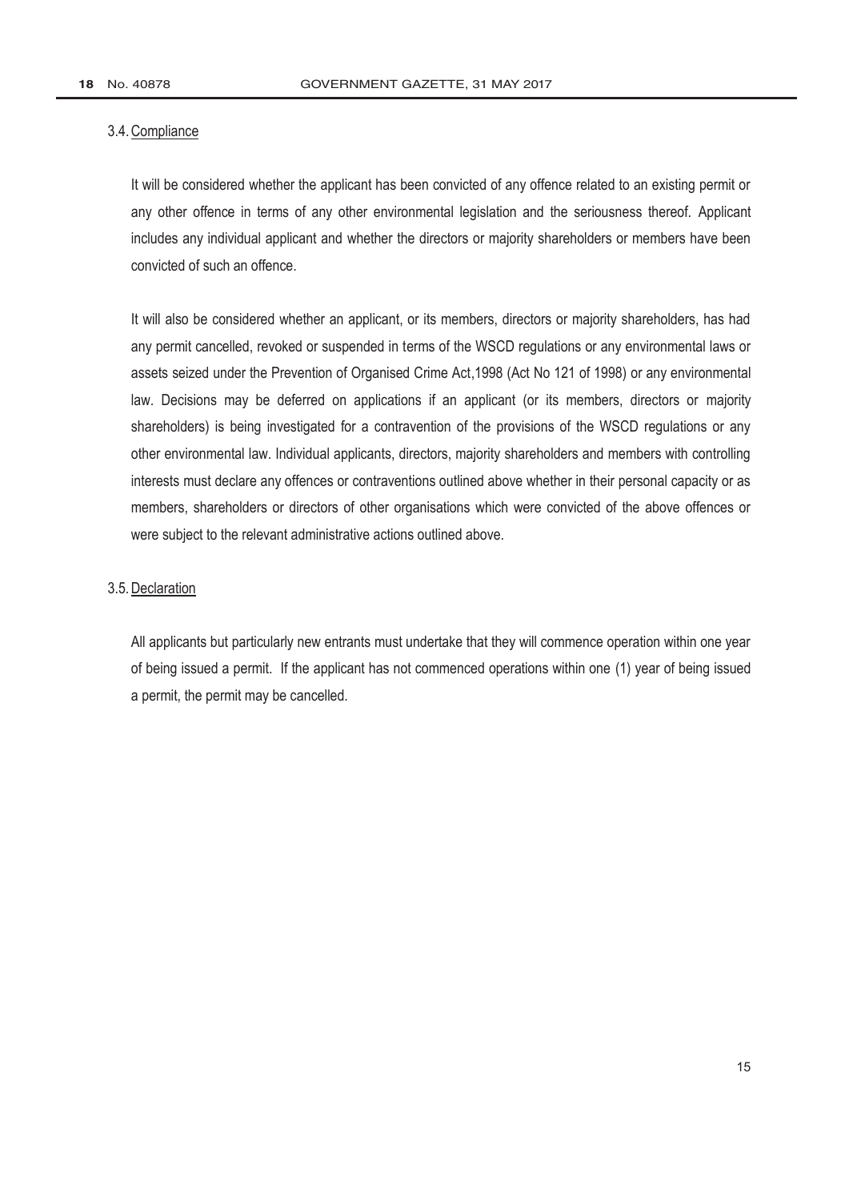### 3.4. Compliance

It will be considered whether the applicant has been convicted of any offence related to an existing permit or any other offence in terms of any other environmental legislation and the seriousness thereof. Applicant includes any individual applicant and whether the directors or majority shareholders or members have been convicted of such an offence.

It will also be considered whether an applicant, or its members, directors or majority shareholders, has had any permit cancelled, revoked or suspended in terms of the WSCD regulations or any environmental laws or assets seized under the Prevention of Organised Crime Act,1998 (Act No 121 of 1998) or any environmental law. Decisions may be deferred on applications if an applicant (or its members, directors or majority shareholders) is being investigated for a contravention of the provisions of the WSCD regulations or any other environmental law. Individual applicants, directors, majority shareholders and members with controlling interests must declare any offences or contraventions outlined above whether in their personal capacity or as members, shareholders or directors of other organisations which were convicted of the above offences or were subject to the relevant administrative actions outlined above.

### 3.5. Declaration

All applicants but particularly new entrants must undertake that they will commence operation within one year of being issued a permit. If the applicant has not commenced operations within one (1) year of being issued a permit, the permit may be cancelled.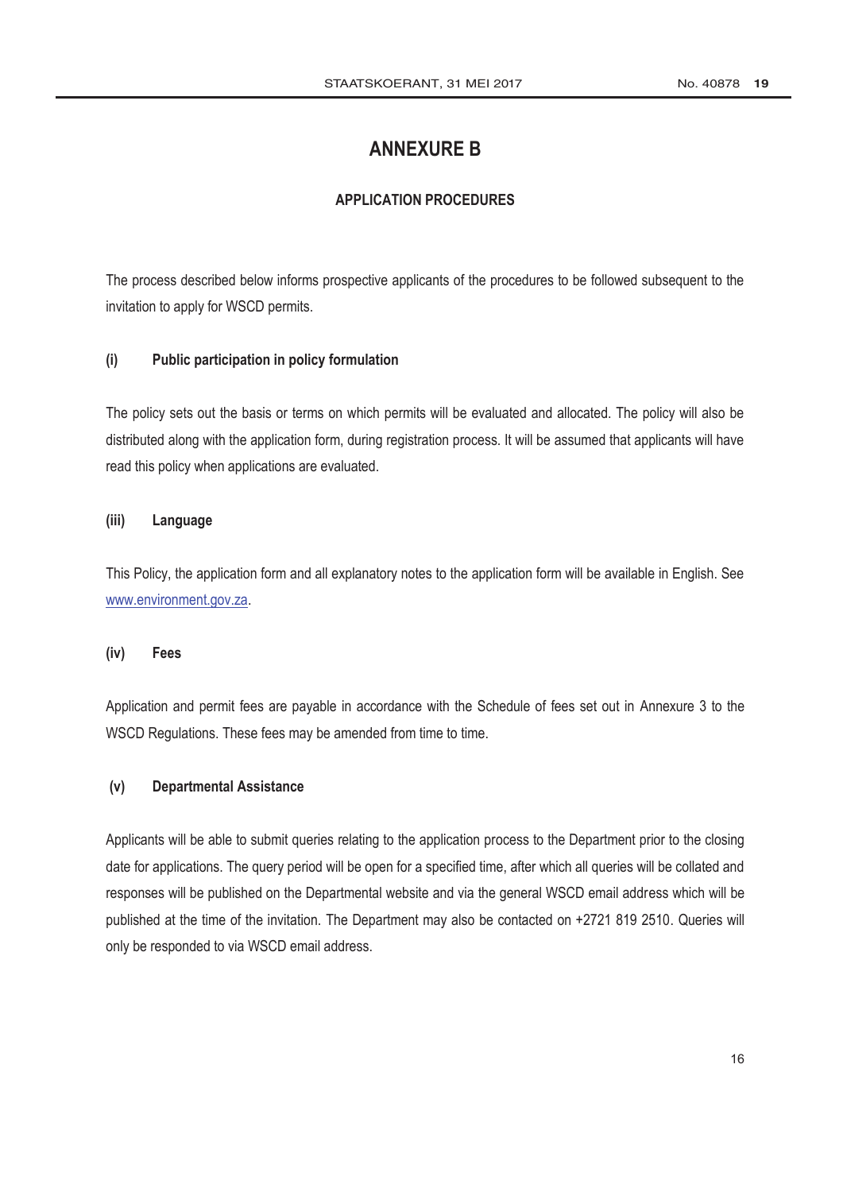# ANNEXURE B

## APPLICATION PROCEDURES

The process described below informs prospective applicants of the procedures to be followed subsequent to the invitation to apply for WSCD permits.

### (i) Public participation in policy formulation

The policy sets out the basis or terms on which permits will be evaluated and allocated. The policy will also be distributed along with the application form, during registration process. It will be assumed that applicants will have read this policy when applications are evaluated.

### (iii) Language

This Policy, the application form and all explanatory notes to the application form will be available in English. See www.environment.gov.za.

### (iv) Fees

Application and permit fees are payable in accordance with the Schedule of fees set out in Annexure 3 to the WSCD Regulations. These fees may be amended from time to time.

### (v) Departmental Assistance

Applicants will be able to submit queries relating to the application process to the Department prior to the closing date for applications. The query period will be open for a specified time, after which all queries will be collated and responses will be published on the Departmental website and via the general WSCD email address which will be published at the time of the invitation. The Department may also be contacted on +2721 819 2510. Queries will only be responded to via WSCD email address.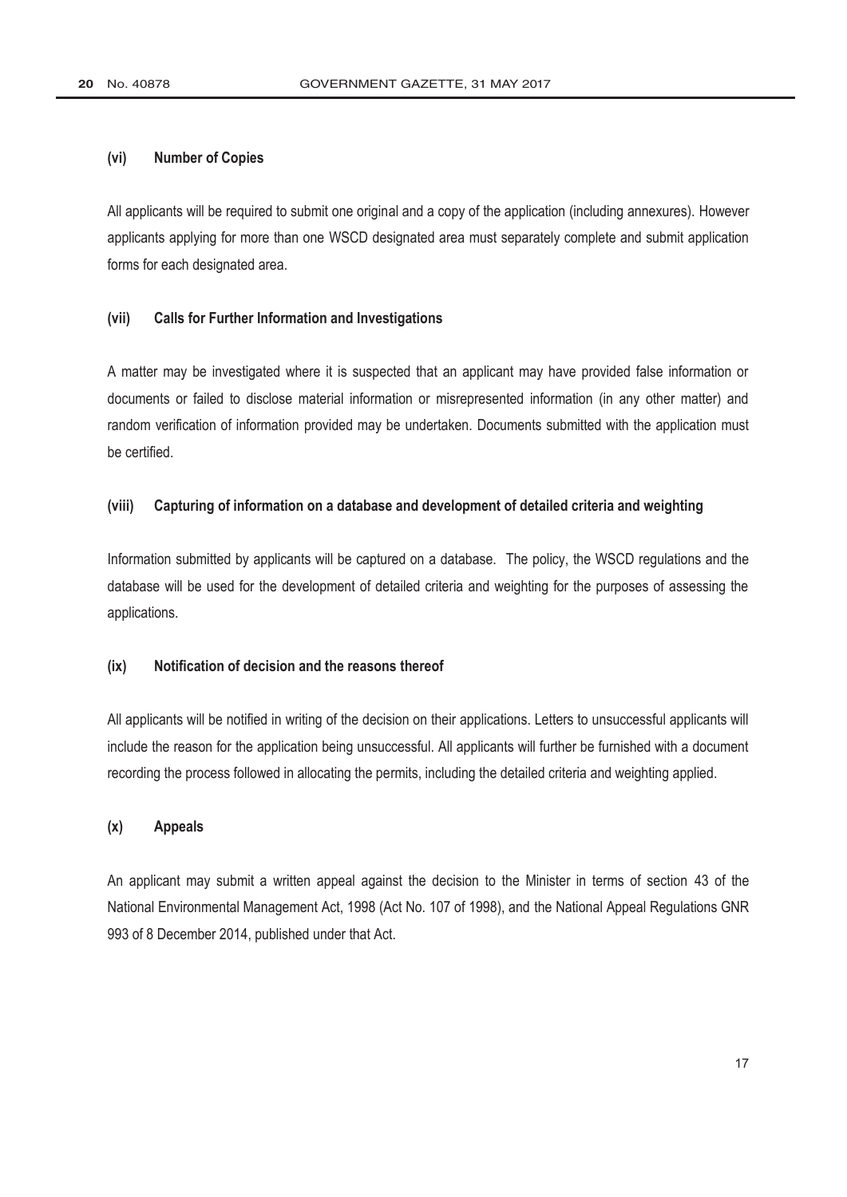#### (vi) Number of Copies

All applicants will be required to submit one original and a copy of the application (including annexures). However applicants applying for more than one WSCD designated area must separately complete and submit application forms for each designated area.

#### (vii) Calls for Further Information and Investigations

A matter may be investigated where it is suspected that an applicant may have provided false information or documents or failed to disclose material information or misrepresented information (in any other matter) and random verification of information provided may be undertaken. Documents submitted with the application must be certified.

#### (viii) Capturing of information on a database and development of detailed criteria and weighting

Information submitted by applicants will be captured on a database. The policy, the WSCD regulations and the database will be used for the development of detailed criteria and weighting for the purposes of assessing the applications.

#### (ix) Notification of decision and the reasons thereof

All applicants will be notified in writing of the decision on their applications. Letters to unsuccessful applicants will include the reason for the application being unsuccessful. All applicants will further be furnished with a document recording the process followed in allocating the permits, including the detailed criteria and weighting applied.

#### (x) Appeals

An applicant may submit a written appeal against the decision to the Minister in terms of section 43 of the National Environmental Management Act, 1998 (Act No. 107 of 1998), and the National Appeal Regulations GNR 993 of 8 December 2014, published under that Act.